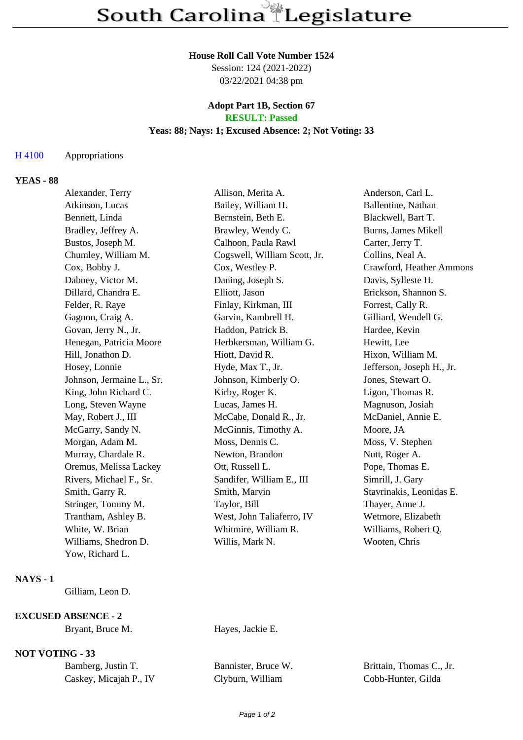# South Carolina Legislature

**House Roll Call Vote Number 1524**
Session: 124 (2021-2022)
03/22/2021 04:38 pm

**Adopt Part 1B, Section 67**
**RESULT: Passed**
**Yeas: 88; Nays: 1; Excused Absence: 2; Not Voting: 33**

H 4100 Appropriations

## YEAS - 88

| | | |
|---|---|---|
| Alexander, Terry | Allison, Merita A. | Anderson, Carl L. |
| Atkinson, Lucas | Bailey, William H. | Ballentine, Nathan |
| Bennett, Linda | Bernstein, Beth E. | Blackwell, Bart T. |
| Bradley, Jeffrey A. | Brawley, Wendy C. | Burns, James Mikell |
| Bustos, Joseph M. | Calhoon, Paula Rawl | Carter, Jerry T. |
| Chumley, William M. | Cogswell, William Scott, Jr. | Collins, Neal A. |
| Cox, Bobby J. | Cox, Westley P. | Crawford, Heather Ammons |
| Dabney, Victor M. | Daning, Joseph S. | Davis, Sylleste H. |
| Dillard, Chandra E. | Elliott, Jason | Erickson, Shannon S. |
| Felder, R. Raye | Finlay, Kirkman, III | Forrest, Cally R. |
| Gagnon, Craig A. | Garvin, Kambrell H. | Gilliard, Wendell G. |
| Govan, Jerry N., Jr. | Haddon, Patrick B. | Hardee, Kevin |
| Henegan, Patricia Moore | Herbkersman, William G. | Hewitt, Lee |
| Hill, Jonathon D. | Hiott, David R. | Hixon, William M. |
| Hosey, Lonnie | Hyde, Max T., Jr. | Jefferson, Joseph H., Jr. |
| Johnson, Jermaine L., Sr. | Johnson, Kimberly O. | Jones, Stewart O. |
| King, John Richard C. | Kirby, Roger K. | Ligon, Thomas R. |
| Long, Steven Wayne | Lucas, James H. | Magnuson, Josiah |
| May, Robert J., III | McCabe, Donald R., Jr. | McDaniel, Annie E. |
| McGarry, Sandy N. | McGinnis, Timothy A. | Moore, JA |
| Morgan, Adam M. | Moss, Dennis C. | Moss, V. Stephen |
| Murray, Chardale R. | Newton, Brandon | Nutt, Roger A. |
| Oremus, Melissa Lackey | Ott, Russell L. | Pope, Thomas E. |
| Rivers, Michael F., Sr. | Sandifer, William E., III | Simrill, J. Gary |
| Smith, Garry R. | Smith, Marvin | Stavrinakis, Leonidas E. |
| Stringer, Tommy M. | Taylor, Bill | Thayer, Anne J. |
| Trantham, Ashley B. | West, John Taliaferro, IV | Wetmore, Elizabeth |
| White, W. Brian | Whitmire, William R. | Williams, Robert Q. |
| Williams, Shedron D. | Willis, Mark N. | Wooten, Chris |
| Yow, Richard L. | | |

## NAYS - 1

Gilliam, Leon D.

## EXCUSED ABSENCE - 2

| | |
|---|---|
| Bryant, Bruce M. | Hayes, Jackie E. |

## NOT VOTING - 33

| | | |
|---|---|---|
| Bamberg, Justin T. | Bannister, Bruce W. | Brittain, Thomas C., Jr. |
| Caskey, Micajah P., IV | Clyburn, William | Cobb-Hunter, Gilda |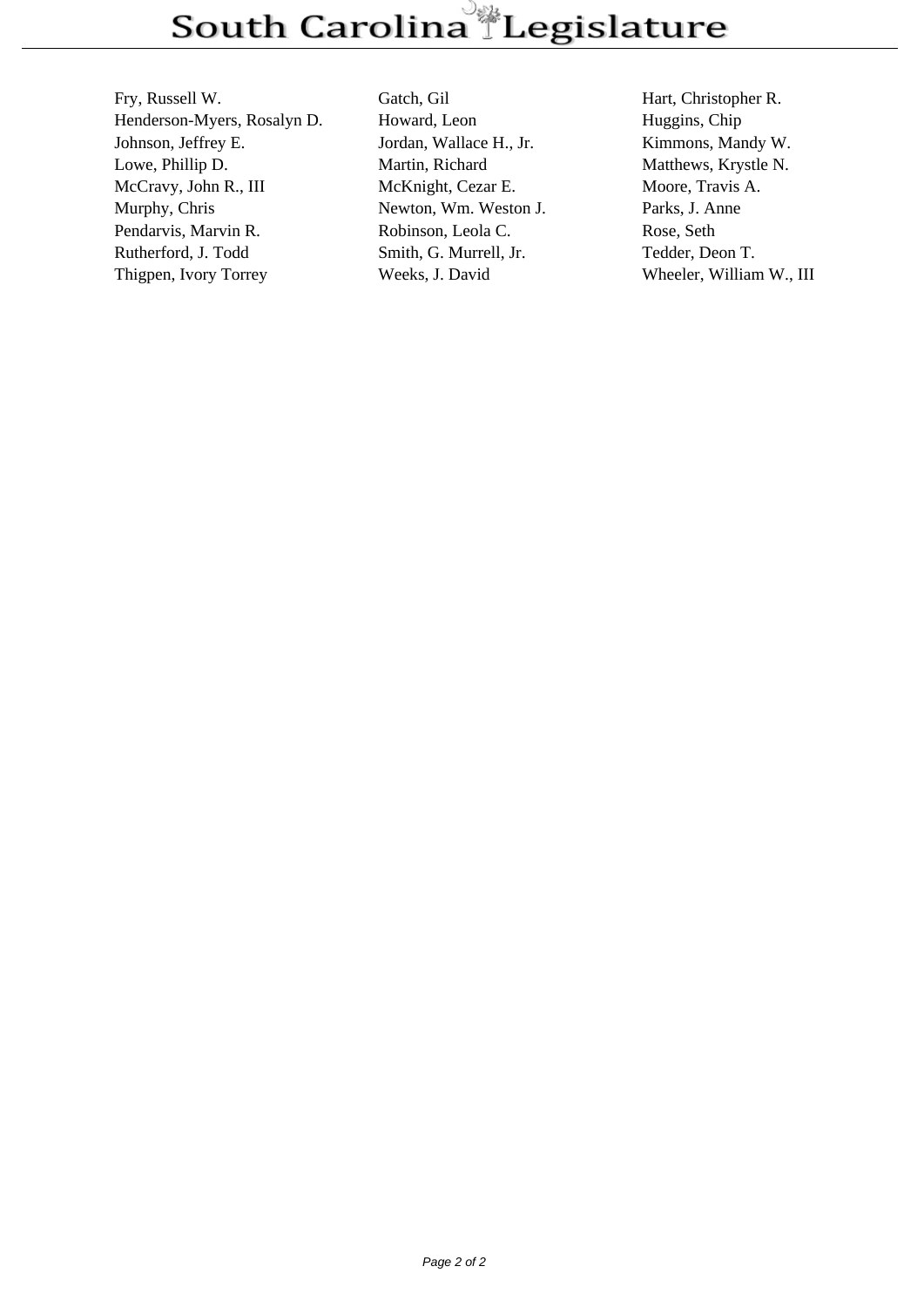| | | |
|---|---|---|
| Fry, Russell W. | Gatch, Gil | Hart, Christopher R. |
| Henderson-Myers, Rosalyn D. | Howard, Leon | Huggins, Chip |
| Johnson, Jeffrey E. | Jordan, Wallace H., Jr. | Kimmons, Mandy W. |
| Lowe, Phillip D. | Martin, Richard | Matthews, Krystle N. |
| McCravy, John R., III | McKnight, Cezar E. | Moore, Travis A. |
| Murphy, Chris | Newton, Wm. Weston J. | Parks, J. Anne |
| Pendarvis, Marvin R. | Robinson, Leola C. | Rose, Seth |
| Rutherford, J. Todd | Smith, G. Murrell, Jr. | Tedder, Deon T. |
| Thigpen, Ivory Torrey | Weeks, J. David | Wheeler, William W., III |